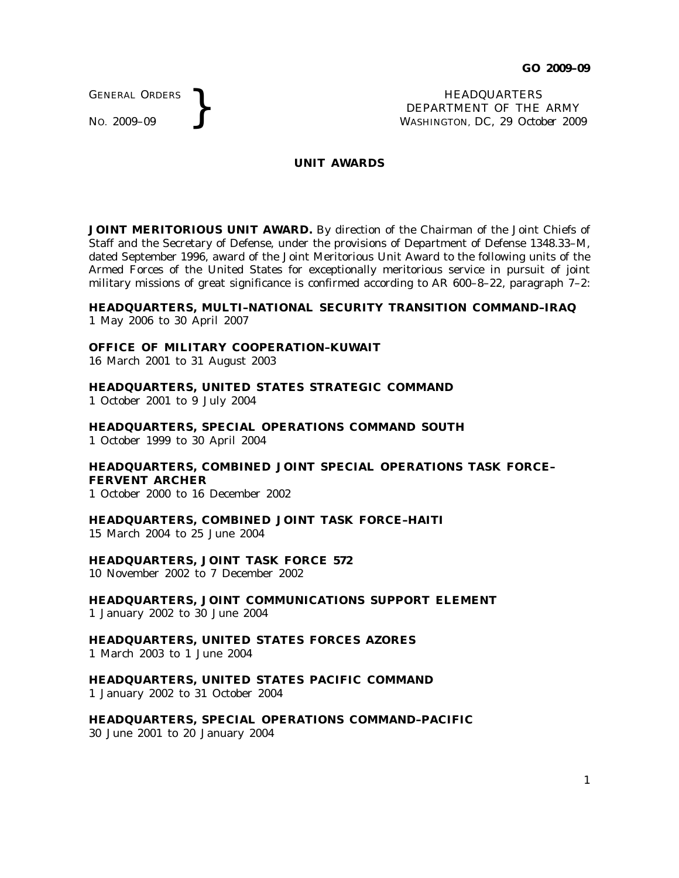GENERAL ORDERS
NO. 2009–09

HEADQUARTERS
DEPARTMENT OF THE ARMY
WASHINGTON, DC, 29 October 2009

## UNIT AWARDS

**JOINT MERITORIOUS UNIT AWARD.** By direction of the Chairman of the Joint Chiefs of Staff and the Secretary of Defense, under the provisions of Department of Defense 1348.33–M, dated September 1996, award of the Joint Meritorious Unit Award to the following units of the Armed Forces of the United States for exceptionally meritorious service in pursuit of joint military missions of great significance is confirmed according to AR 600–8–22, paragraph 7–2:

**HEADQUARTERS, MULTI-NATIONAL SECURITY TRANSITION COMMAND–IRAQ**
1 May 2006 to 30 April 2007

**OFFICE OF MILITARY COOPERATION–KUWAIT**
16 March 2001 to 31 August 2003

**HEADQUARTERS, UNITED STATES STRATEGIC COMMAND**
1 October 2001 to 9 July 2004

**HEADQUARTERS, SPECIAL OPERATIONS COMMAND SOUTH**
1 October 1999 to 30 April 2004

**HEADQUARTERS, COMBINED JOINT SPECIAL OPERATIONS TASK FORCE–FERVENT ARCHER**
1 October 2000 to 16 December 2002

**HEADQUARTERS, COMBINED JOINT TASK FORCE–HAITI**
15 March 2004 to 25 June 2004

**HEADQUARTERS, JOINT TASK FORCE 572**
10 November 2002 to 7 December 2002

**HEADQUARTERS, JOINT COMMUNICATIONS SUPPORT ELEMENT**
1 January 2002 to 30 June 2004

**HEADQUARTERS, UNITED STATES FORCES AZORES**
1 March 2003 to 1 June 2004

**HEADQUARTERS, UNITED STATES PACIFIC COMMAND**
1 January 2002 to 31 October 2004

**HEADQUARTERS, SPECIAL OPERATIONS COMMAND–PACIFIC**
30 June 2001 to 20 January 2004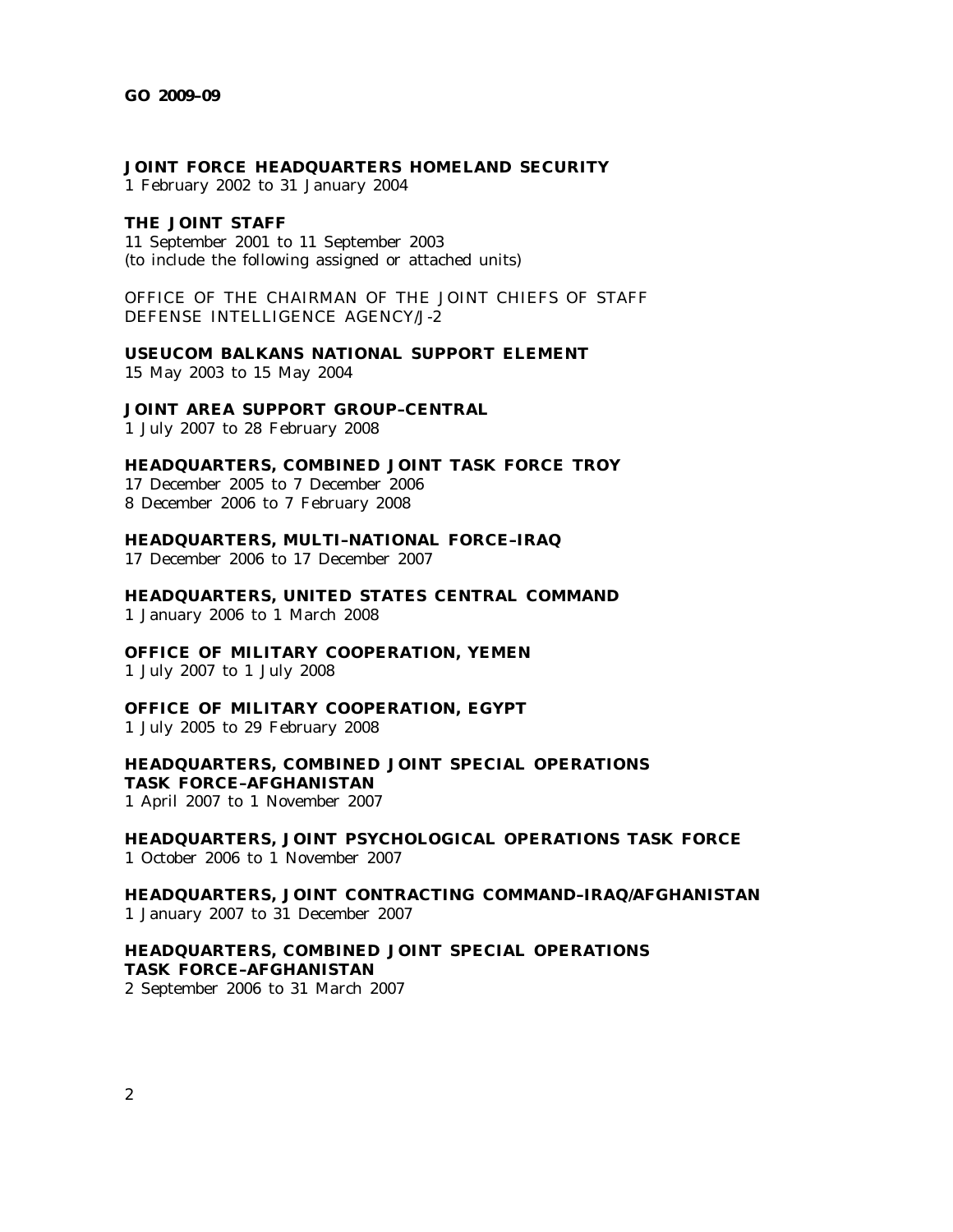**JOINT FORCE HEADQUARTERS HOMELAND SECURITY**
1 February 2002 to 31 January 2004

**THE JOINT STAFF**
11 September 2001 to 11 September 2003
(to include the following assigned or attached units)

OFFICE OF THE CHAIRMAN OF THE JOINT CHIEFS OF STAFF
DEFENSE INTELLIGENCE AGENCY/J-2

**USEUCOM BALKANS NATIONAL SUPPORT ELEMENT**
15 May 2003 to 15 May 2004

**JOINT AREA SUPPORT GROUP–CENTRAL**
1 July 2007 to 28 February 2008

**HEADQUARTERS, COMBINED JOINT TASK FORCE TROY**
17 December 2005 to 7 December 2006
8 December 2006 to 7 February 2008

**HEADQUARTERS, MULTI–NATIONAL FORCE–IRAQ**
17 December 2006 to 17 December 2007

**HEADQUARTERS, UNITED STATES CENTRAL COMMAND**
1 January 2006 to 1 March 2008

**OFFICE OF MILITARY COOPERATION, YEMEN**
1 July 2007 to 1 July 2008

**OFFICE OF MILITARY COOPERATION, EGYPT**
1 July 2005 to 29 February 2008

**HEADQUARTERS, COMBINED JOINT SPECIAL OPERATIONS TASK FORCE–AFGHANISTAN**
1 April 2007 to 1 November 2007

**HEADQUARTERS, JOINT PSYCHOLOGICAL OPERATIONS TASK FORCE**
1 October 2006 to 1 November 2007

**HEADQUARTERS, JOINT CONTRACTING COMMAND–IRAQ/AFGHANISTAN**
1 January 2007 to 31 December 2007

**HEADQUARTERS, COMBINED JOINT SPECIAL OPERATIONS TASK FORCE–AFGHANISTAN**
2 September 2006 to 31 March 2007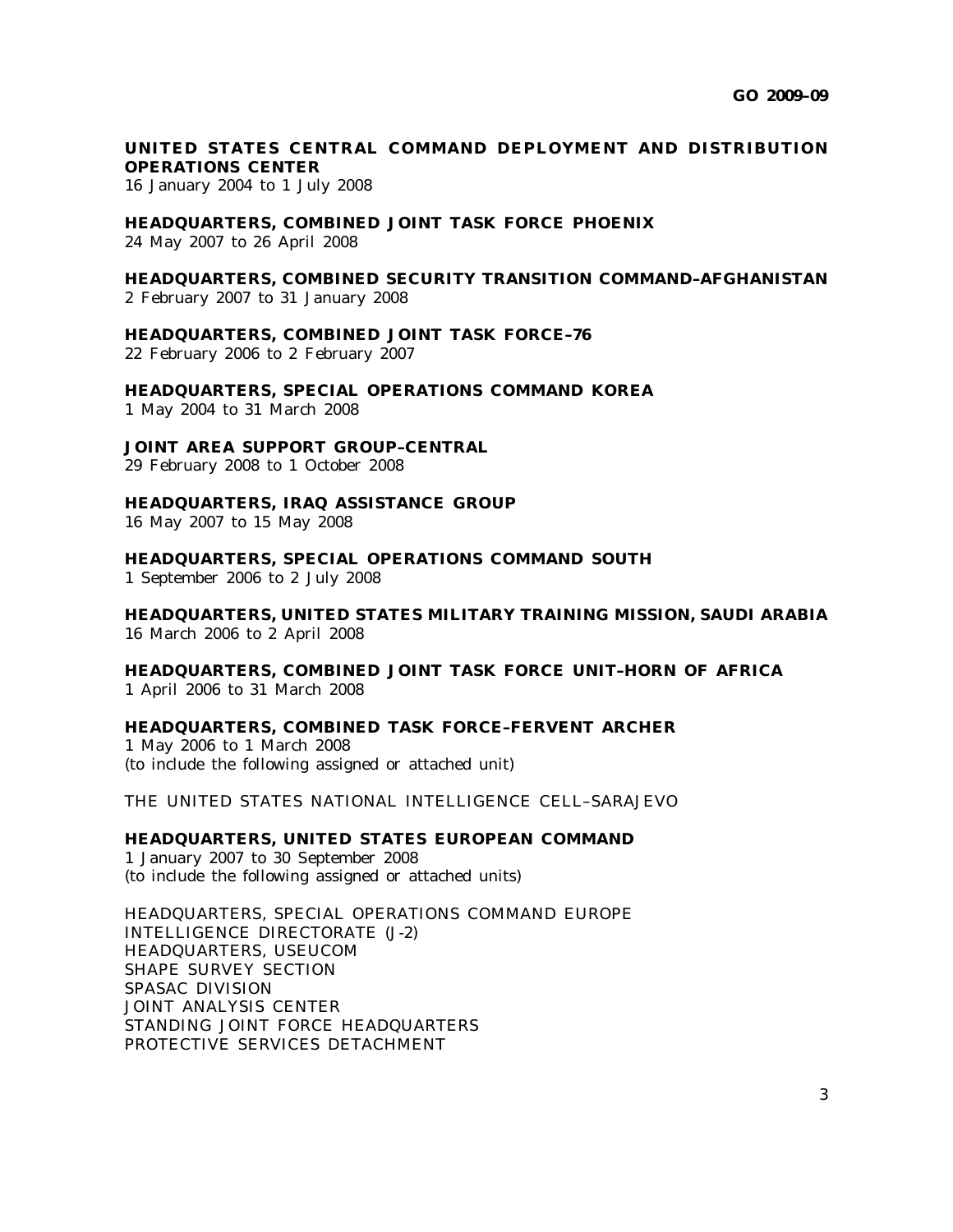**UNITED STATES CENTRAL COMMAND DEPLOYMENT AND DISTRIBUTION OPERATIONS CENTER**
16 January 2004 to 1 July 2008

**HEADQUARTERS, COMBINED JOINT TASK FORCE PHOENIX**
24 May 2007 to 26 April 2008

**HEADQUARTERS, COMBINED SECURITY TRANSITION COMMAND–AFGHANISTAN**
2 February 2007 to 31 January 2008

**HEADQUARTERS, COMBINED JOINT TASK FORCE–76**
22 February 2006 to 2 February 2007

**HEADQUARTERS, SPECIAL OPERATIONS COMMAND KOREA**
1 May 2004 to 31 March 2008

**JOINT AREA SUPPORT GROUP–CENTRAL**
29 February 2008 to 1 October 2008

**HEADQUARTERS, IRAQ ASSISTANCE GROUP**
16 May 2007 to 15 May 2008

**HEADQUARTERS, SPECIAL OPERATIONS COMMAND SOUTH**
1 September 2006 to 2 July 2008

**HEADQUARTERS, UNITED STATES MILITARY TRAINING MISSION, SAUDI ARABIA**
16 March 2006 to 2 April 2008

**HEADQUARTERS, COMBINED JOINT TASK FORCE UNIT–HORN OF AFRICA**
1 April 2006 to 31 March 2008

**HEADQUARTERS, COMBINED TASK FORCE–FERVENT ARCHER**
1 May 2006 to 1 March 2008
(to include the following assigned or attached unit)

THE UNITED STATES NATIONAL INTELLIGENCE CELL–SARAJEVO

**HEADQUARTERS, UNITED STATES EUROPEAN COMMAND**
1 January 2007 to 30 September 2008
(to include the following assigned or attached units)

HEADQUARTERS, SPECIAL OPERATIONS COMMAND EUROPE
INTELLIGENCE DIRECTORATE (J-2)
HEADQUARTERS, USEUCOM
SHAPE SURVEY SECTION
SPASAC DIVISION
JOINT ANALYSIS CENTER
STANDING JOINT FORCE HEADQUARTERS
PROTECTIVE SERVICES DETACHMENT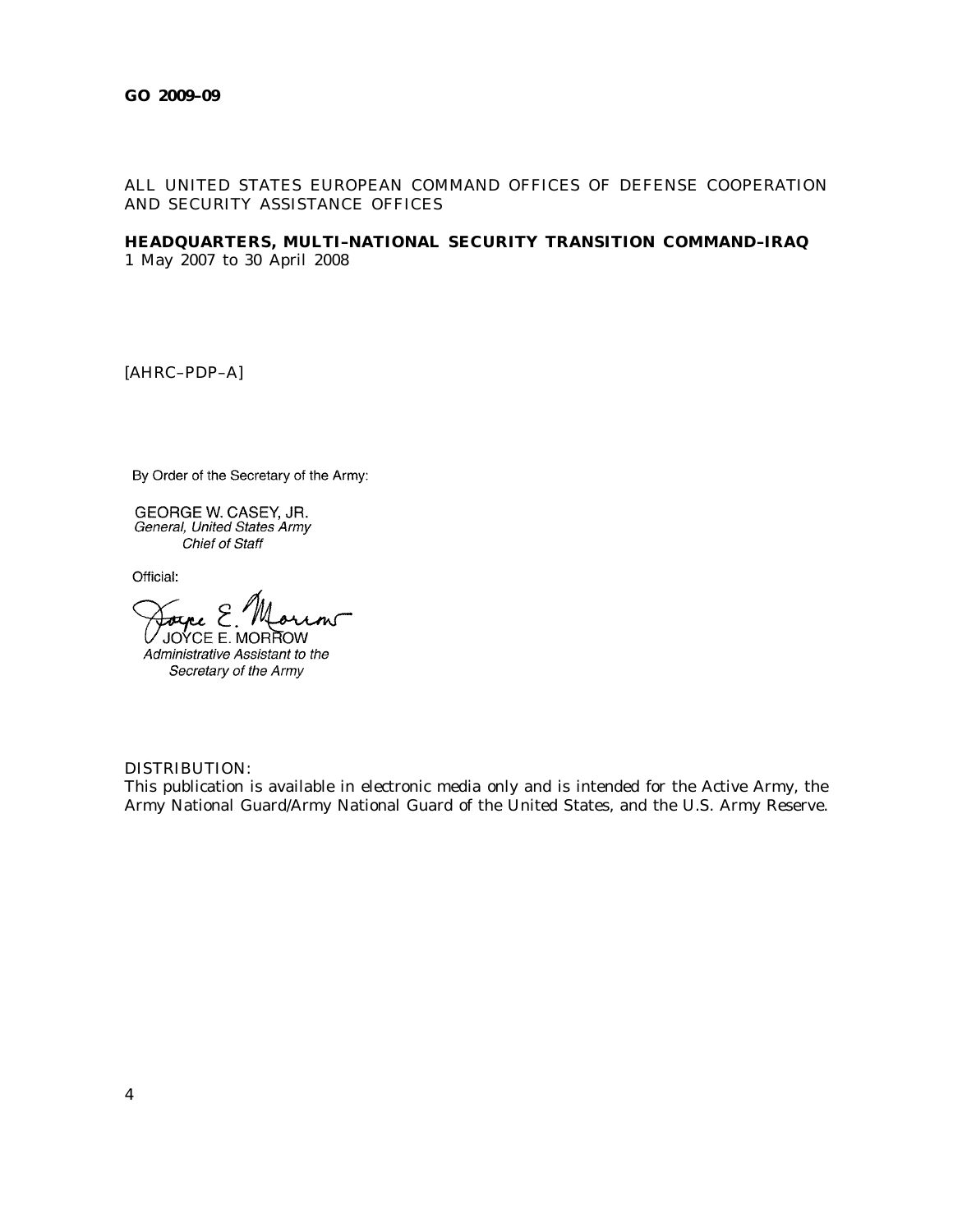**GO 2009–09**

ALL UNITED STATES EUROPEAN COMMAND OFFICES OF DEFENSE COOPERATION AND SECURITY ASSISTANCE OFFICES

**HEADQUARTERS, MULTI–NATIONAL SECURITY TRANSITION COMMAND–IRAQ**
1 May 2007 to 30 April 2008

[AHRC–PDP–A]

By Order of the Secretary of the Army:

GEORGE W. CASEY, JR.
*General, United States Army*
*Chief of Staff*

Official:

JOYCE E. MORROW
*Administrative Assistant to the*
*Secretary of the Army*

DISTRIBUTION:
This publication is available in electronic media only and is intended for the Active Army, the Army National Guard/Army National Guard of the United States, and the U.S. Army Reserve.